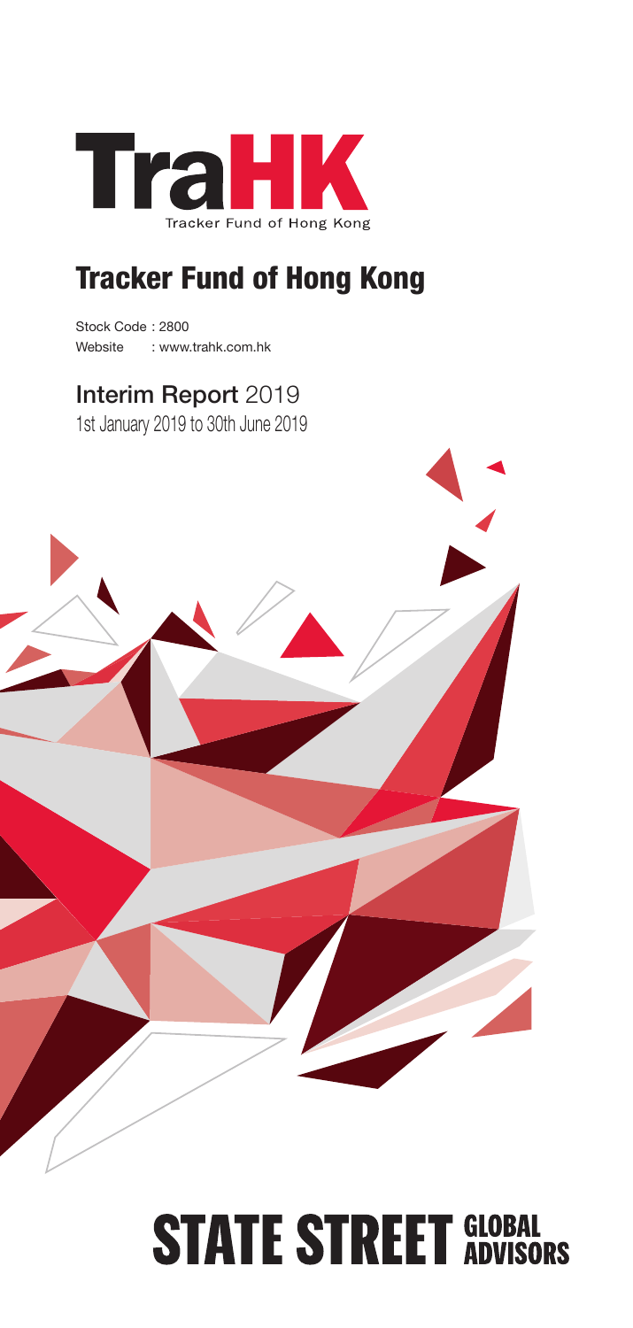# TraHK

Tracker Fund of Hong Kong

## Tracker Fund of Hong Kong

Stock Code : 2800
Website : www.trahk.com.hk

**Interim Report** 2019
1st January 2019 to 30th June 2019

STATE STREET GLOBAL ADVISORS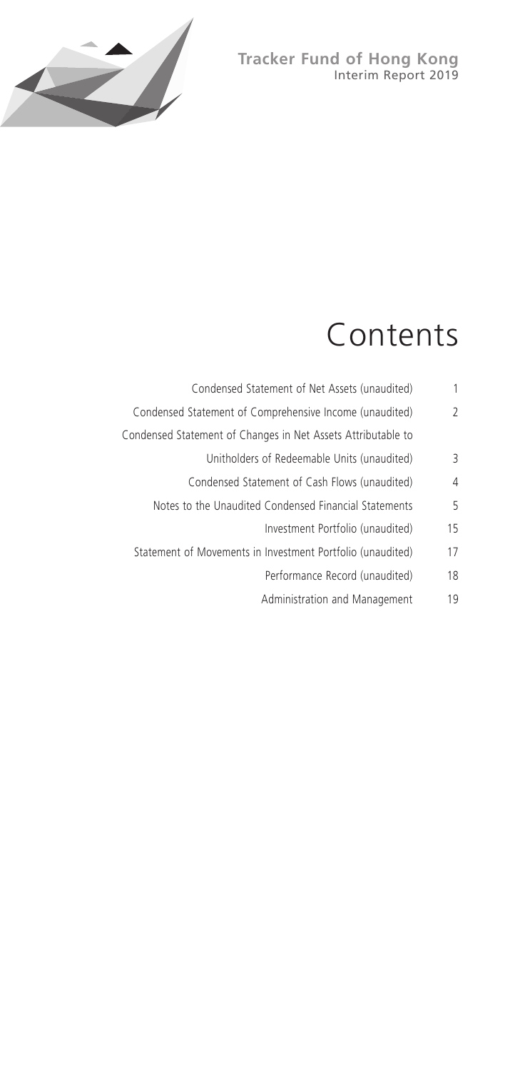**Tracker Fund of Hong Kong**
Interim Report 2019

# Contents

| | |
|---|---|
| Condensed Statement of Net Assets (unaudited) | 1 |
| Condensed Statement of Comprehensive Income (unaudited) | 2 |
| Condensed Statement of Changes in Net Assets Attributable to Unitholders of Redeemable Units (unaudited) | 3 |
| Condensed Statement of Cash Flows (unaudited) | 4 |
| Notes to the Unaudited Condensed Financial Statements | 5 |
| Investment Portfolio (unaudited) | 15 |
| Statement of Movements in Investment Portfolio (unaudited) | 17 |
| Performance Record (unaudited) | 18 |
| Administration and Management | 19 |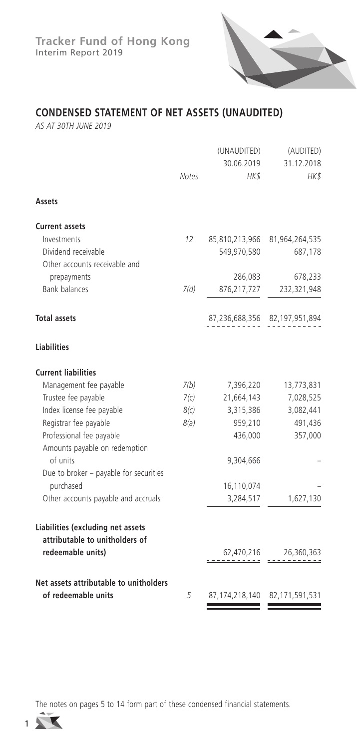## CONDENSED STATEMENT OF NET ASSETS (UNAUDITED)

*AS AT 30TH JUNE 2019*

| | Notes | (UNAUDITED) 30.06.2019 HK$ | (AUDITED) 31.12.2018 HK$ |
|---|---|---|---|
| **Assets** | | | |
| **Current assets** | | | |
| Investments | 12 | 85,810,213,966 | 81,964,264,535 |
| Dividend receivable | | 549,970,580 | 687,178 |
| Other accounts receivable and prepayments | | 286,083 | 678,233 |
| Bank balances | 7(d) | 876,217,727 | 232,321,948 |
| **Total assets** | | 87,236,688,356 | 82,197,951,894 |
| **Liabilities** | | | |
| **Current liabilities** | | | |
| Management fee payable | 7(b) | 7,396,220 | 13,773,831 |
| Trustee fee payable | 7(c) | 21,664,143 | 7,028,525 |
| Index license fee payable | 8(c) | 3,315,386 | 3,082,441 |
| Registrar fee payable | 8(a) | 959,210 | 491,436 |
| Professional fee payable | | 436,000 | 357,000 |
| Amounts payable on redemption of units | | 9,304,666 | – |
| Due to broker – payable for securities purchased | | 16,110,074 | – |
| Other accounts payable and accruals | | 3,284,517 | 1,627,130 |
| **Liabilities (excluding net assets attributable to unitholders of redeemable units)** | | 62,470,216 | 26,360,363 |
| **Net assets attributable to unitholders of redeemable units** | 5 | 87,174,218,140 | 82,171,591,531 |

The notes on pages 5 to 14 form part of these condensed financial statements.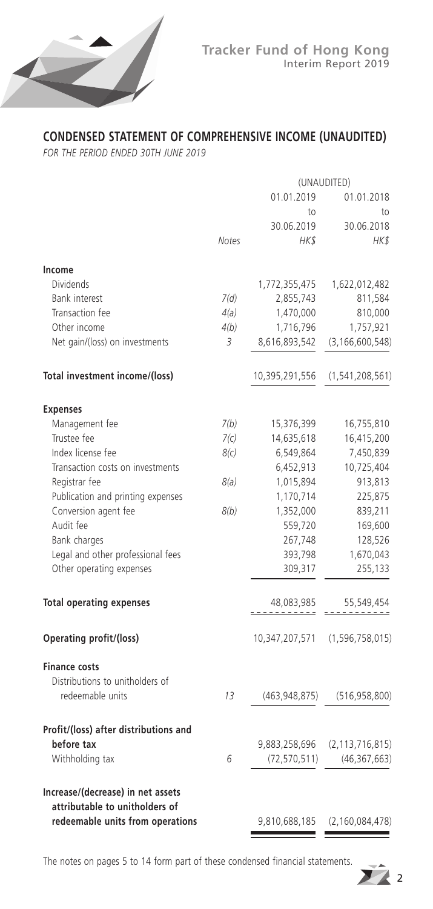## CONDENSED STATEMENT OF COMPREHENSIVE INCOME (UNAUDITED)

*FOR THE PERIOD ENDED 30TH JUNE 2019*

| | | (UNAUDITED) | |
|---|---|---|---|
| | | 01.01.2019 to 30.06.2019 | 01.01.2018 to 30.06.2018 |
| | *Notes* | *HK$* | *HK$* |
| **Income** | | | |
| Dividends | | 1,772,355,475 | 1,622,012,482 |
| Bank interest | 7(d) | 2,855,743 | 811,584 |
| Transaction fee | 4(a) | 1,470,000 | 810,000 |
| Other income | 4(b) | 1,716,796 | 1,757,921 |
| Net gain/(loss) on investments | 3 | 8,616,893,542 | (3,166,600,548) |
| **Total investment income/(loss)** | | 10,395,291,556 | (1,541,208,561) |
| **Expenses** | | | |
| Management fee | 7(b) | 15,376,399 | 16,755,810 |
| Trustee fee | 7(c) | 14,635,618 | 16,415,200 |
| Index license fee | 8(c) | 6,549,864 | 7,450,839 |
| Transaction costs on investments | | 6,452,913 | 10,725,404 |
| Registrar fee | 8(a) | 1,015,894 | 913,813 |
| Publication and printing expenses | | 1,170,714 | 225,875 |
| Conversion agent fee | 8(b) | 1,352,000 | 839,211 |
| Audit fee | | 559,720 | 169,600 |
| Bank charges | | 267,748 | 128,526 |
| Legal and other professional fees | | 393,798 | 1,670,043 |
| Other operating expenses | | 309,317 | 255,133 |
| **Total operating expenses** | | 48,083,985 | 55,549,454 |
| **Operating profit/(loss)** | | 10,347,207,571 | (1,596,758,015) |
| **Finance costs** | | | |
| Distributions to unitholders of redeemable units | 13 | (463,948,875) | (516,958,800) |
| **Profit/(loss) after distributions and before tax** | | 9,883,258,696 | (2,113,716,815) |
| Withholding tax | 6 | (72,570,511) | (46,367,663) |
| **Increase/(decrease) in net assets attributable to unitholders of redeemable units from operations** | | 9,810,688,185 | (2,160,084,478) |

The notes on pages 5 to 14 form part of these condensed financial statements.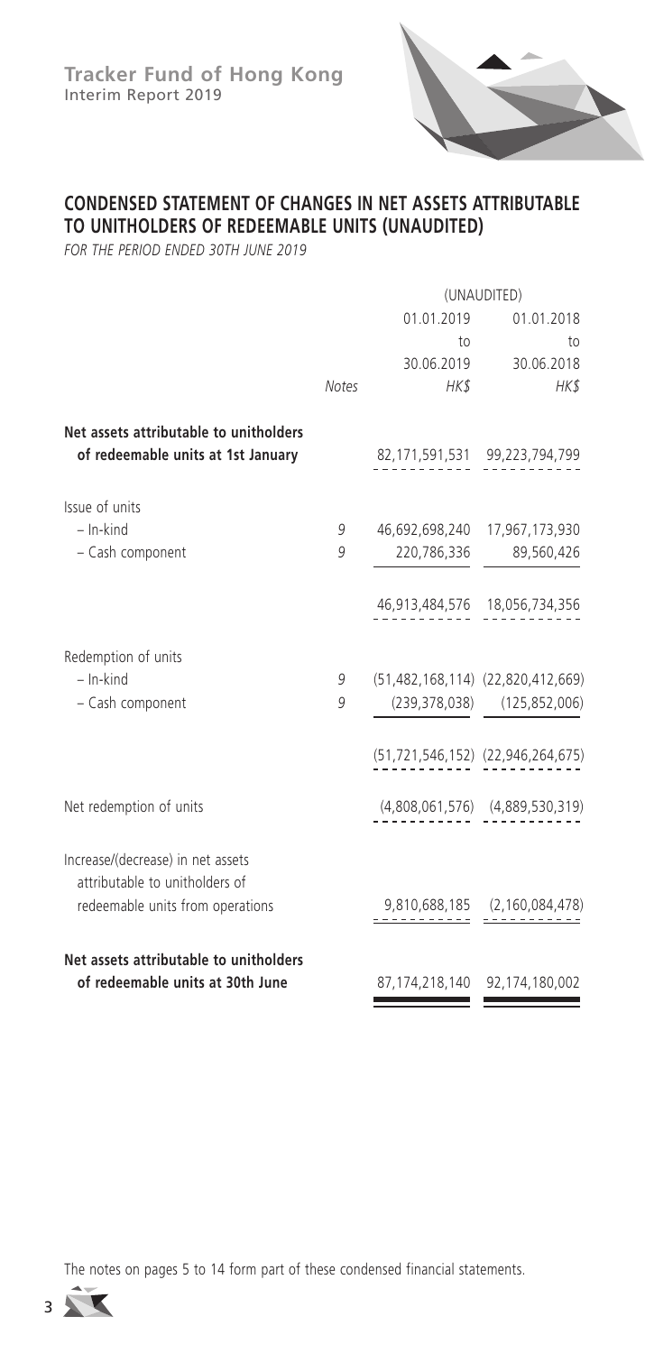## CONDENSED STATEMENT OF CHANGES IN NET ASSETS ATTRIBUTABLE TO UNITHOLDERS OF REDEEMABLE UNITS (UNAUDITED)

*FOR THE PERIOD ENDED 30TH JUNE 2019*

| | Notes | (UNAUDITED) 01.01.2019 to 30.06.2019 HK$ | 01.01.2018 to 30.06.2018 HK$ |
|---|---|---|---|
| **Net assets attributable to unitholders of redeemable units at 1st January** | | 82,171,591,531 | 99,223,794,799 |
| Issue of units | | | |
| – In-kind | 9 | 46,692,698,240 | 17,967,173,930 |
| – Cash component | 9 | 220,786,336 | 89,560,426 |
| | | 46,913,484,576 | 18,056,734,356 |
| Redemption of units | | | |
| – In-kind | 9 | (51,482,168,114) | (22,820,412,669) |
| – Cash component | 9 | (239,378,038) | (125,852,006) |
| | | (51,721,546,152) | (22,946,264,675) |
| Net redemption of units | | (4,808,061,576) | (4,889,530,319) |
| Increase/(decrease) in net assets attributable to unitholders of redeemable units from operations | | 9,810,688,185 | (2,160,084,478) |
| **Net assets attributable to unitholders of redeemable units at 30th June** | | 87,174,218,140 | 92,174,180,002 |

The notes on pages 5 to 14 form part of these condensed financial statements.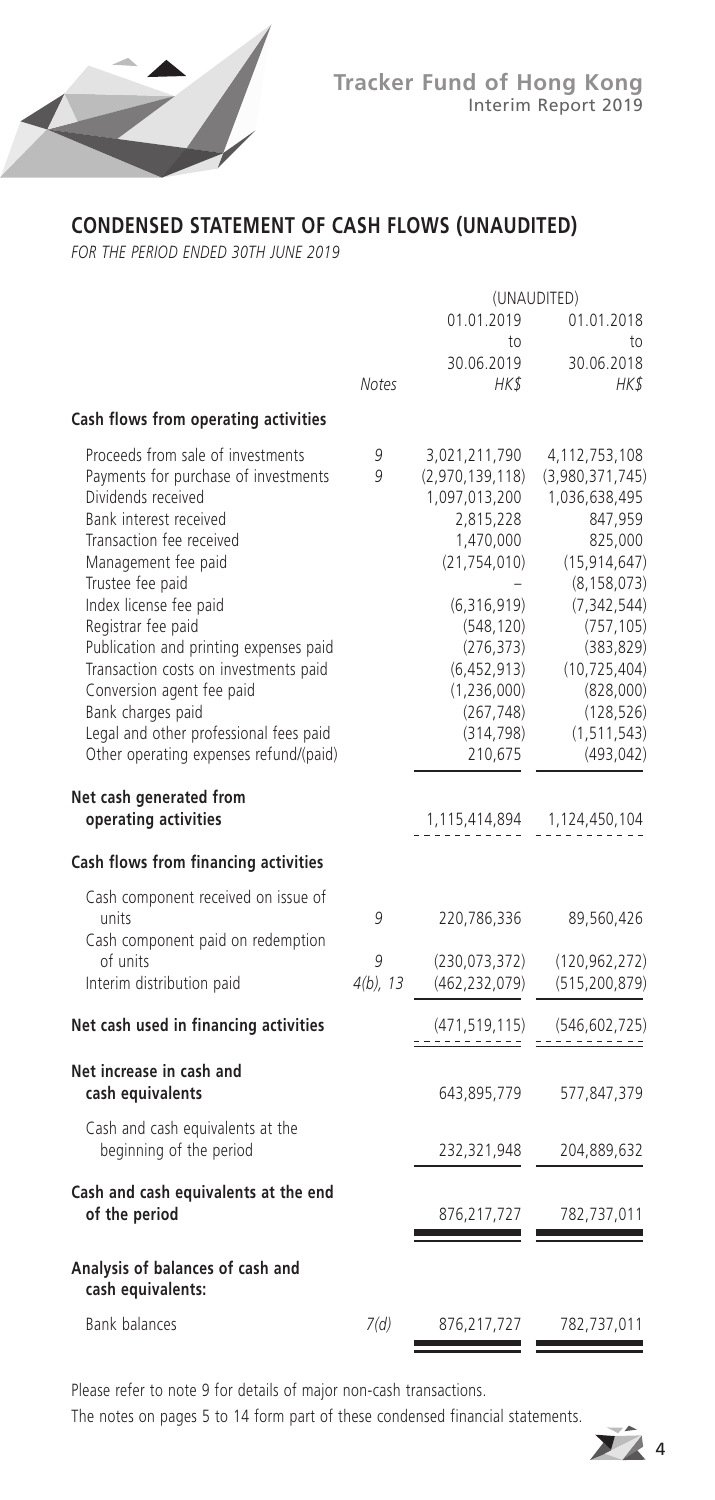## CONDENSED STATEMENT OF CASH FLOWS (UNAUDITED)

*FOR THE PERIOD ENDED 30TH JUNE 2019*

| | Notes | (UNAUDITED) 01.01.2019 to 30.06.2019 HK$ | 01.01.2018 to 30.06.2018 HK$ |
|---|---|---|---|
| **Cash flows from operating activities** | | | |
| Proceeds from sale of investments | 9 | 3,021,211,790 | 4,112,753,108 |
| Payments for purchase of investments | 9 | (2,970,139,118) | (3,980,371,745) |
| Dividends received | | 1,097,013,200 | 1,036,638,495 |
| Bank interest received | | 2,815,228 | 847,959 |
| Transaction fee received | | 1,470,000 | 825,000 |
| Management fee paid | | (21,754,010) | (15,914,647) |
| Trustee fee paid | | – | (8,158,073) |
| Index license fee paid | | (6,316,919) | (7,342,544) |
| Registrar fee paid | | (548,120) | (757,105) |
| Publication and printing expenses paid | | (276,373) | (383,829) |
| Transaction costs on investments paid | | (6,452,913) | (10,725,404) |
| Conversion agent fee paid | | (1,236,000) | (828,000) |
| Bank charges paid | | (267,748) | (128,526) |
| Legal and other professional fees paid | | (314,798) | (1,511,543) |
| Other operating expenses refund/(paid) | | 210,675 | (493,042) |
| **Net cash generated from operating activities** | | 1,115,414,894 | 1,124,450,104 |
| **Cash flows from financing activities** | | | |
| Cash component received on issue of units | 9 | 220,786,336 | 89,560,426 |
| Cash component paid on redemption of units | 9 | (230,073,372) | (120,962,272) |
| Interim distribution paid | 4(b), 13 | (462,232,079) | (515,200,879) |
| **Net cash used in financing activities** | | (471,519,115) | (546,602,725) |
| **Net increase in cash and cash equivalents** | | 643,895,779 | 577,847,379 |
| Cash and cash equivalents at the beginning of the period | | 232,321,948 | 204,889,632 |
| **Cash and cash equivalents at the end of the period** | | 876,217,727 | 782,737,011 |
| **Analysis of balances of cash and cash equivalents:** | | | |
| Bank balances | 7(d) | 876,217,727 | 782,737,011 |

Please refer to note 9 for details of major non-cash transactions.

The notes on pages 5 to 14 form part of these condensed financial statements.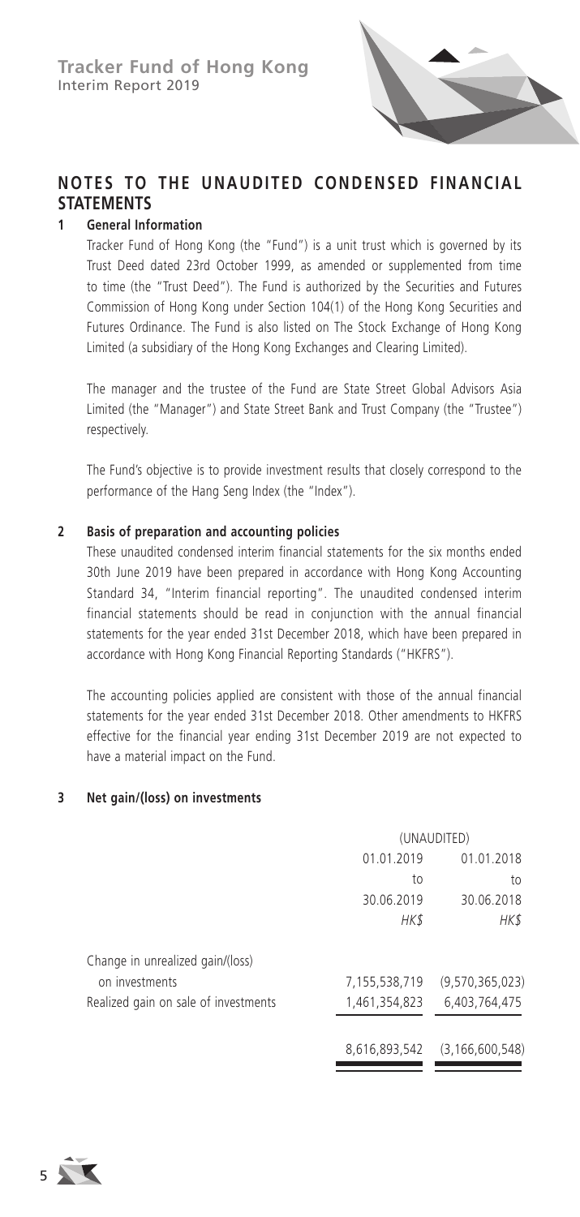## NOTES TO THE UNAUDITED CONDENSED FINANCIAL STATEMENTS

### 1 General Information

Tracker Fund of Hong Kong (the "Fund") is a unit trust which is governed by its Trust Deed dated 23rd October 1999, as amended or supplemented from time to time (the "Trust Deed"). The Fund is authorized by the Securities and Futures Commission of Hong Kong under Section 104(1) of the Hong Kong Securities and Futures Ordinance. The Fund is also listed on The Stock Exchange of Hong Kong Limited (a subsidiary of the Hong Kong Exchanges and Clearing Limited).

The manager and the trustee of the Fund are State Street Global Advisors Asia Limited (the "Manager") and State Street Bank and Trust Company (the "Trustee") respectively.

The Fund's objective is to provide investment results that closely correspond to the performance of the Hang Seng Index (the "Index").

### 2 Basis of preparation and accounting policies

These unaudited condensed interim financial statements for the six months ended 30th June 2019 have been prepared in accordance with Hong Kong Accounting Standard 34, "Interim financial reporting". The unaudited condensed interim financial statements should be read in conjunction with the annual financial statements for the year ended 31st December 2018, which have been prepared in accordance with Hong Kong Financial Reporting Standards ("HKFRS").

The accounting policies applied are consistent with those of the annual financial statements for the year ended 31st December 2018. Other amendments to HKFRS effective for the financial year ending 31st December 2019 are not expected to have a material impact on the Fund.

### 3 Net gain/(loss) on investments

| | (UNAUDITED) | |
|---|---|---|
| | 01.01.2019 to 30.06.2019 *HK$* | 01.01.2018 to 30.06.2018 *HK$* |
| Change in unrealized gain/(loss) on investments | 7,155,538,719 | (9,570,365,023) |
| Realized gain on sale of investments | 1,461,354,823 | 6,403,764,475 |
| | 8,616,893,542 | (3,166,600,548) |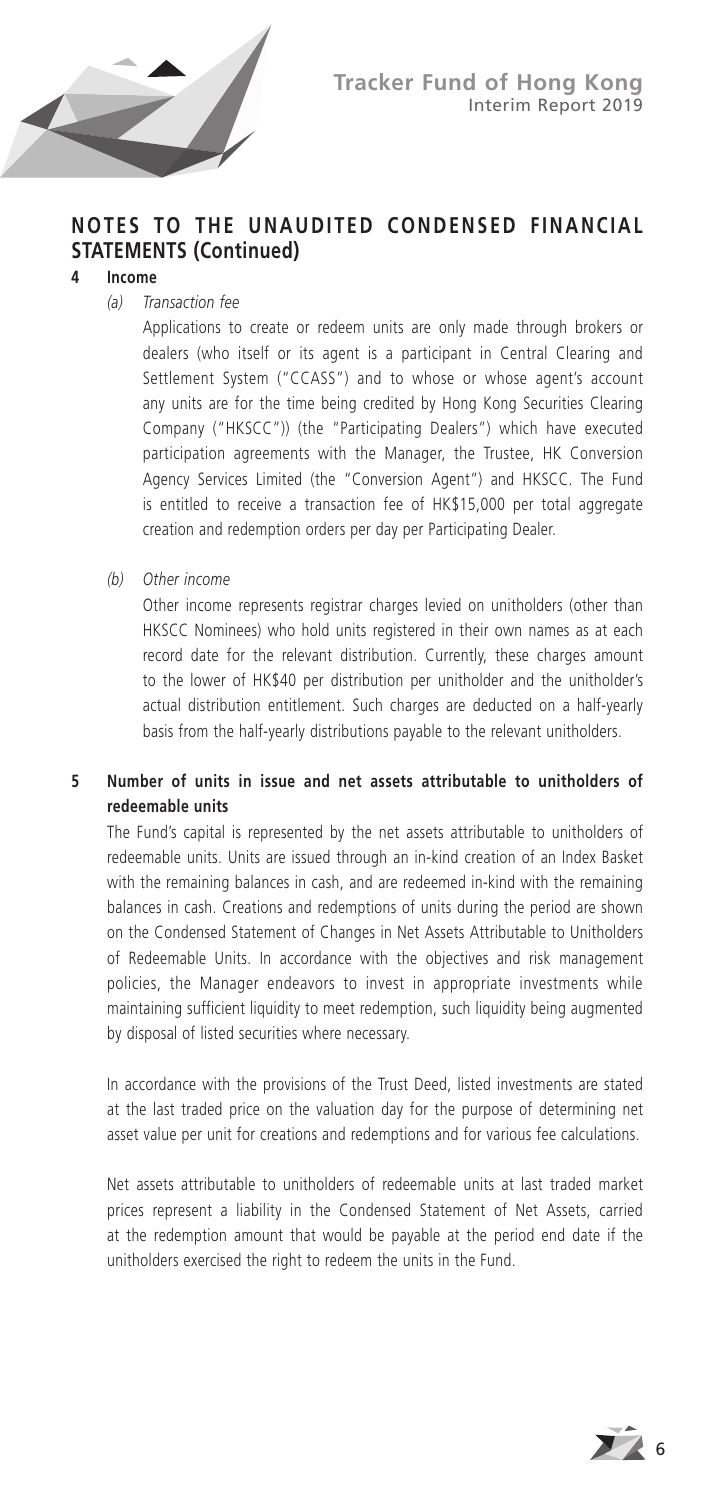## NOTES TO THE UNAUDITED CONDENSED FINANCIAL STATEMENTS (Continued)

### 4 Income

*(a) Transaction fee*

Applications to create or redeem units are only made through brokers or dealers (who itself or its agent is a participant in Central Clearing and Settlement System ("CCASS") and to whose or whose agent's account any units are for the time being credited by Hong Kong Securities Clearing Company ("HKSCC")) (the "Participating Dealers") which have executed participation agreements with the Manager, the Trustee, HK Conversion Agency Services Limited (the "Conversion Agent") and HKSCC. The Fund is entitled to receive a transaction fee of HK$15,000 per total aggregate creation and redemption orders per day per Participating Dealer.

*(b) Other income*

Other income represents registrar charges levied on unitholders (other than HKSCC Nominees) who hold units registered in their own names as at each record date for the relevant distribution. Currently, these charges amount to the lower of HK$40 per distribution per unitholder and the unitholder's actual distribution entitlement. Such charges are deducted on a half-yearly basis from the half-yearly distributions payable to the relevant unitholders.

### 5 Number of units in issue and net assets attributable to unitholders of redeemable units

The Fund's capital is represented by the net assets attributable to unitholders of redeemable units. Units are issued through an in-kind creation of an Index Basket with the remaining balances in cash, and are redeemed in-kind with the remaining balances in cash. Creations and redemptions of units during the period are shown on the Condensed Statement of Changes in Net Assets Attributable to Unitholders of Redeemable Units. In accordance with the objectives and risk management policies, the Manager endeavors to invest in appropriate investments while maintaining sufficient liquidity to meet redemption, such liquidity being augmented by disposal of listed securities where necessary.

In accordance with the provisions of the Trust Deed, listed investments are stated at the last traded price on the valuation day for the purpose of determining net asset value per unit for creations and redemptions and for various fee calculations.

Net assets attributable to unitholders of redeemable units at last traded market prices represent a liability in the Condensed Statement of Net Assets, carried at the redemption amount that would be payable at the period end date if the unitholders exercised the right to redeem the units in the Fund.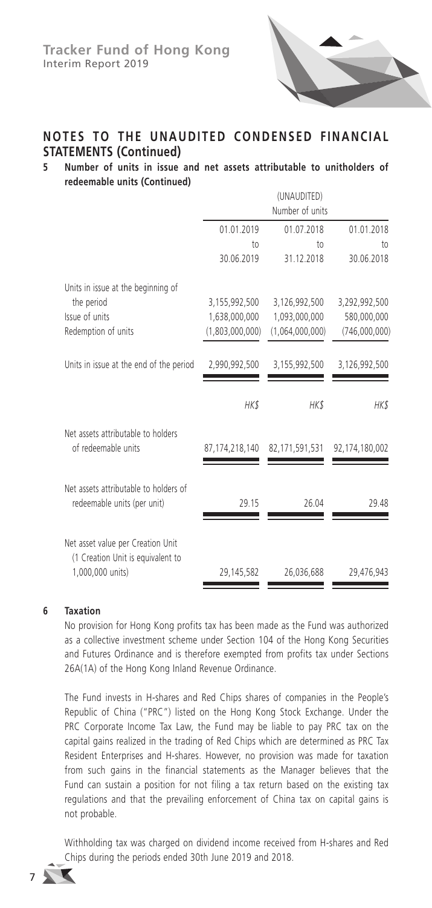## NOTES TO THE UNAUDITED CONDENSED FINANCIAL STATEMENTS (Continued)

### 5 Number of units in issue and net assets attributable to unitholders of redeemable units (Continued)

| | (UNAUDITED) Number of units | | |
|---|---|---|---|
| | 01.01.2019 to 30.06.2019 | 01.07.2018 to 31.12.2018 | 01.01.2018 to 30.06.2018 |
| Units in issue at the beginning of the period | 3,155,992,500 | 3,126,992,500 | 3,292,992,500 |
| Issue of units | 1,638,000,000 | 1,093,000,000 | 580,000,000 |
| Redemption of units | (1,803,000,000) | (1,064,000,000) | (746,000,000) |
| Units in issue at the end of the period | 2,990,992,500 | 3,155,992,500 | 3,126,992,500 |
| | *HK$* | *HK$* | *HK$* |
| Net assets attributable to holders of redeemable units | 87,174,218,140 | 82,171,591,531 | 92,174,180,002 |
| Net assets attributable to holders of redeemable units (per unit) | 29.15 | 26.04 | 29.48 |
| Net asset value per Creation Unit (1 Creation Unit is equivalent to 1,000,000 units) | 29,145,582 | 26,036,688 | 29,476,943 |

### 6 Taxation

No provision for Hong Kong profits tax has been made as the Fund was authorized as a collective investment scheme under Section 104 of the Hong Kong Securities and Futures Ordinance and is therefore exempted from profits tax under Sections 26A(1A) of the Hong Kong Inland Revenue Ordinance.

The Fund invests in H-shares and Red Chips shares of companies in the People's Republic of China ("PRC") listed on the Hong Kong Stock Exchange. Under the PRC Corporate Income Tax Law, the Fund may be liable to pay PRC tax on the capital gains realized in the trading of Red Chips which are determined as PRC Tax Resident Enterprises and H-shares. However, no provision was made for taxation from such gains in the financial statements as the Manager believes that the Fund can sustain a position for not filing a tax return based on the existing tax regulations and that the prevailing enforcement of China tax on capital gains is not probable.

Withholding tax was charged on dividend income received from H-shares and Red Chips during the periods ended 30th June 2019 and 2018.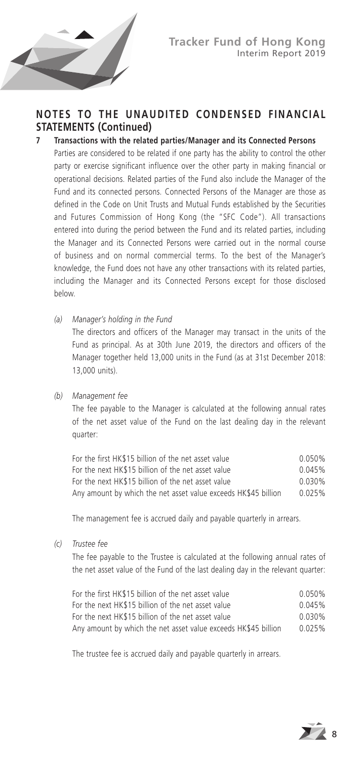## NOTES TO THE UNAUDITED CONDENSED FINANCIAL STATEMENTS (Continued)

**7 Transactions with the related parties/Manager and its Connected Persons**

Parties are considered to be related if one party has the ability to control the other party or exercise significant influence over the other party in making financial or operational decisions. Related parties of the Fund also include the Manager of the Fund and its connected persons. Connected Persons of the Manager are those as defined in the Code on Unit Trusts and Mutual Funds established by the Securities and Futures Commission of Hong Kong (the "SFC Code"). All transactions entered into during the period between the Fund and its related parties, including the Manager and its Connected Persons were carried out in the normal course of business and on normal commercial terms. To the best of the Manager's knowledge, the Fund does not have any other transactions with its related parties, including the Manager and its Connected Persons except for those disclosed below.

*(a) Manager's holding in the Fund*

The directors and officers of the Manager may transact in the units of the Fund as principal. As at 30th June 2019, the directors and officers of the Manager together held 13,000 units in the Fund (as at 31st December 2018: 13,000 units).

*(b) Management fee*

The fee payable to the Manager is calculated at the following annual rates of the net asset value of the Fund on the last dealing day in the relevant quarter:

| | |
|---|---|
| For the first HK$15 billion of the net asset value | 0.050% |
| For the next HK$15 billion of the net asset value | 0.045% |
| For the next HK$15 billion of the net asset value | 0.030% |
| Any amount by which the net asset value exceeds HK$45 billion | 0.025% |

The management fee is accrued daily and payable quarterly in arrears.

*(c) Trustee fee*

The fee payable to the Trustee is calculated at the following annual rates of the net asset value of the Fund of the last dealing day in the relevant quarter:

| | |
|---|---|
| For the first HK$15 billion of the net asset value | 0.050% |
| For the next HK$15 billion of the net asset value | 0.045% |
| For the next HK$15 billion of the net asset value | 0.030% |
| Any amount by which the net asset value exceeds HK$45 billion | 0.025% |

The trustee fee is accrued daily and payable quarterly in arrears.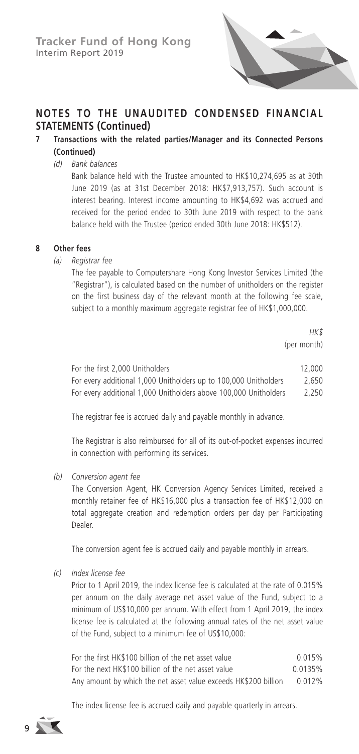## NOTES TO THE UNAUDITED CONDENSED FINANCIAL STATEMENTS (Continued)

### 7 Transactions with the related parties/Manager and its Connected Persons (Continued)

*(d) Bank balances*

Bank balance held with the Trustee amounted to HK$10,274,695 as at 30th June 2019 (as at 31st December 2018: HK$7,913,757). Such account is interest bearing. Interest income amounting to HK$4,692 was accrued and received for the period ended to 30th June 2019 with respect to the bank balance held with the Trustee (period ended 30th June 2018: HK$512).

### 8 Other fees

*(a) Registrar fee*

The fee payable to Computershare Hong Kong Investor Services Limited (the "Registrar"), is calculated based on the number of unitholders on the register on the first business day of the relevant month at the following fee scale, subject to a monthly maximum aggregate registrar fee of HK$1,000,000.

| | *HK$* (per month) |
|---|---|
| For the first 2,000 Unitholders | 12,000 |
| For every additional 1,000 Unitholders up to 100,000 Unitholders | 2,650 |
| For every additional 1,000 Unitholders above 100,000 Unitholders | 2,250 |

The registrar fee is accrued daily and payable monthly in advance.

The Registrar is also reimbursed for all of its out-of-pocket expenses incurred in connection with performing its services.

*(b) Conversion agent fee*

The Conversion Agent, HK Conversion Agency Services Limited, received a monthly retainer fee of HK$16,000 plus a transaction fee of HK$12,000 on total aggregate creation and redemption orders per day per Participating Dealer.

The conversion agent fee is accrued daily and payable monthly in arrears.

*(c) Index license fee*

Prior to 1 April 2019, the index license fee is calculated at the rate of 0.015% per annum on the daily average net asset value of the Fund, subject to a minimum of US$10,000 per annum. With effect from 1 April 2019, the index license fee is calculated at the following annual rates of the net asset value of the Fund, subject to a minimum fee of US$10,000:

| | |
|---|---|
| For the first HK$100 billion of the net asset value | 0.015% |
| For the next HK$100 billion of the net asset value | 0.0135% |
| Any amount by which the net asset value exceeds HK$200 billion | 0.012% |

The index license fee is accrued daily and payable quarterly in arrears.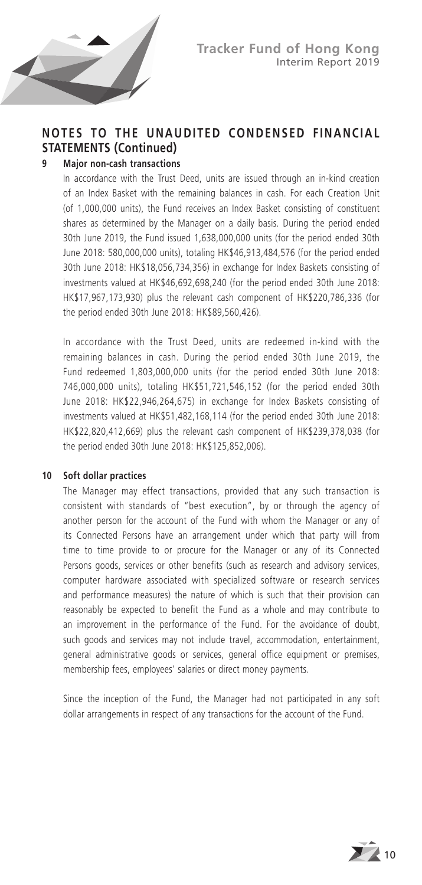## NOTES TO THE UNAUDITED CONDENSED FINANCIAL STATEMENTS (Continued)

### 9 Major non-cash transactions

In accordance with the Trust Deed, units are issued through an in-kind creation of an Index Basket with the remaining balances in cash. For each Creation Unit (of 1,000,000 units), the Fund receives an Index Basket consisting of constituent shares as determined by the Manager on a daily basis. During the period ended 30th June 2019, the Fund issued 1,638,000,000 units (for the period ended 30th June 2018: 580,000,000 units), totaling HK$46,913,484,576 (for the period ended 30th June 2018: HK$18,056,734,356) in exchange for Index Baskets consisting of investments valued at HK$46,692,698,240 (for the period ended 30th June 2018: HK$17,967,173,930) plus the relevant cash component of HK$220,786,336 (for the period ended 30th June 2018: HK$89,560,426).

In accordance with the Trust Deed, units are redeemed in-kind with the remaining balances in cash. During the period ended 30th June 2019, the Fund redeemed 1,803,000,000 units (for the period ended 30th June 2018: 746,000,000 units), totaling HK$51,721,546,152 (for the period ended 30th June 2018: HK$22,946,264,675) in exchange for Index Baskets consisting of investments valued at HK$51,482,168,114 (for the period ended 30th June 2018: HK$22,820,412,669) plus the relevant cash component of HK$239,378,038 (for the period ended 30th June 2018: HK$125,852,006).

### 10 Soft dollar practices

The Manager may effect transactions, provided that any such transaction is consistent with standards of "best execution", by or through the agency of another person for the account of the Fund with whom the Manager or any of its Connected Persons have an arrangement under which that party will from time to time provide to or procure for the Manager or any of its Connected Persons goods, services or other benefits (such as research and advisory services, computer hardware associated with specialized software or research services and performance measures) the nature of which is such that their provision can reasonably be expected to benefit the Fund as a whole and may contribute to an improvement in the performance of the Fund. For the avoidance of doubt, such goods and services may not include travel, accommodation, entertainment, general administrative goods or services, general office equipment or premises, membership fees, employees' salaries or direct money payments.

Since the inception of the Fund, the Manager had not participated in any soft dollar arrangements in respect of any transactions for the account of the Fund.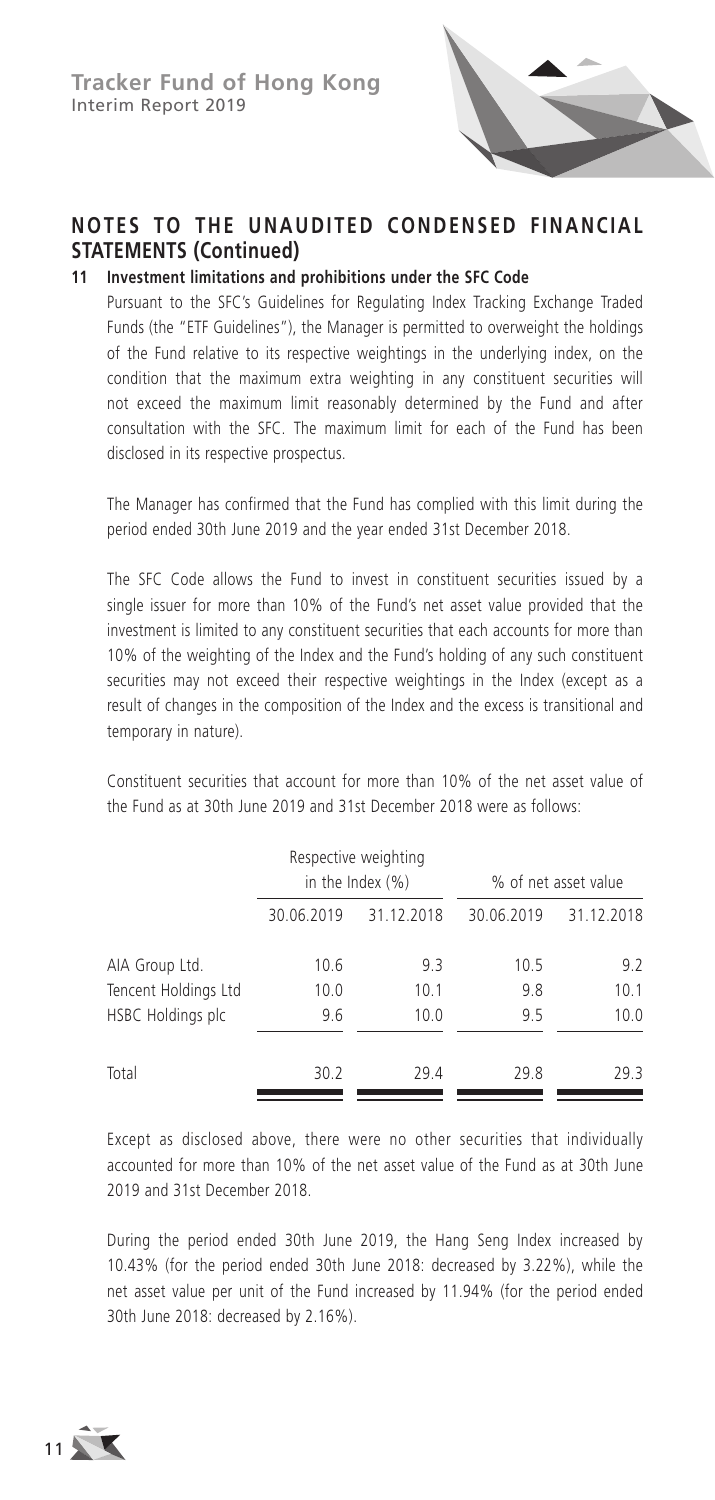## NOTES TO THE UNAUDITED CONDENSED FINANCIAL STATEMENTS (Continued)

### 11 Investment limitations and prohibitions under the SFC Code

Pursuant to the SFC's Guidelines for Regulating Index Tracking Exchange Traded Funds (the "ETF Guidelines"), the Manager is permitted to overweight the holdings of the Fund relative to its respective weightings in the underlying index, on the condition that the maximum extra weighting in any constituent securities will not exceed the maximum limit reasonably determined by the Fund and after consultation with the SFC. The maximum limit for each of the Fund has been disclosed in its respective prospectus.

The Manager has confirmed that the Fund has complied with this limit during the period ended 30th June 2019 and the year ended 31st December 2018.

The SFC Code allows the Fund to invest in constituent securities issued by a single issuer for more than 10% of the Fund's net asset value provided that the investment is limited to any constituent securities that each accounts for more than 10% of the weighting of the Index and the Fund's holding of any such constituent securities may not exceed their respective weightings in the Index (except as a result of changes in the composition of the Index and the excess is transitional and temporary in nature).

Constituent securities that account for more than 10% of the net asset value of the Fund as at 30th June 2019 and 31st December 2018 were as follows:

| | Respective weighting in the Index (%) | | % of net asset value | |
|---|---|---|---|---|
| | 30.06.2019 | 31.12.2018 | 30.06.2019 | 31.12.2018 |
| AIA Group Ltd. | 10.6 | 9.3 | 10.5 | 9.2 |
| Tencent Holdings Ltd | 10.0 | 10.1 | 9.8 | 10.1 |
| HSBC Holdings plc | 9.6 | 10.0 | 9.5 | 10.0 |
| Total | 30.2 | 29.4 | 29.8 | 29.3 |

Except as disclosed above, there were no other securities that individually accounted for more than 10% of the net asset value of the Fund as at 30th June 2019 and 31st December 2018.

During the period ended 30th June 2019, the Hang Seng Index increased by 10.43% (for the period ended 30th June 2018: decreased by 3.22%), while the net asset value per unit of the Fund increased by 11.94% (for the period ended 30th June 2018: decreased by 2.16%).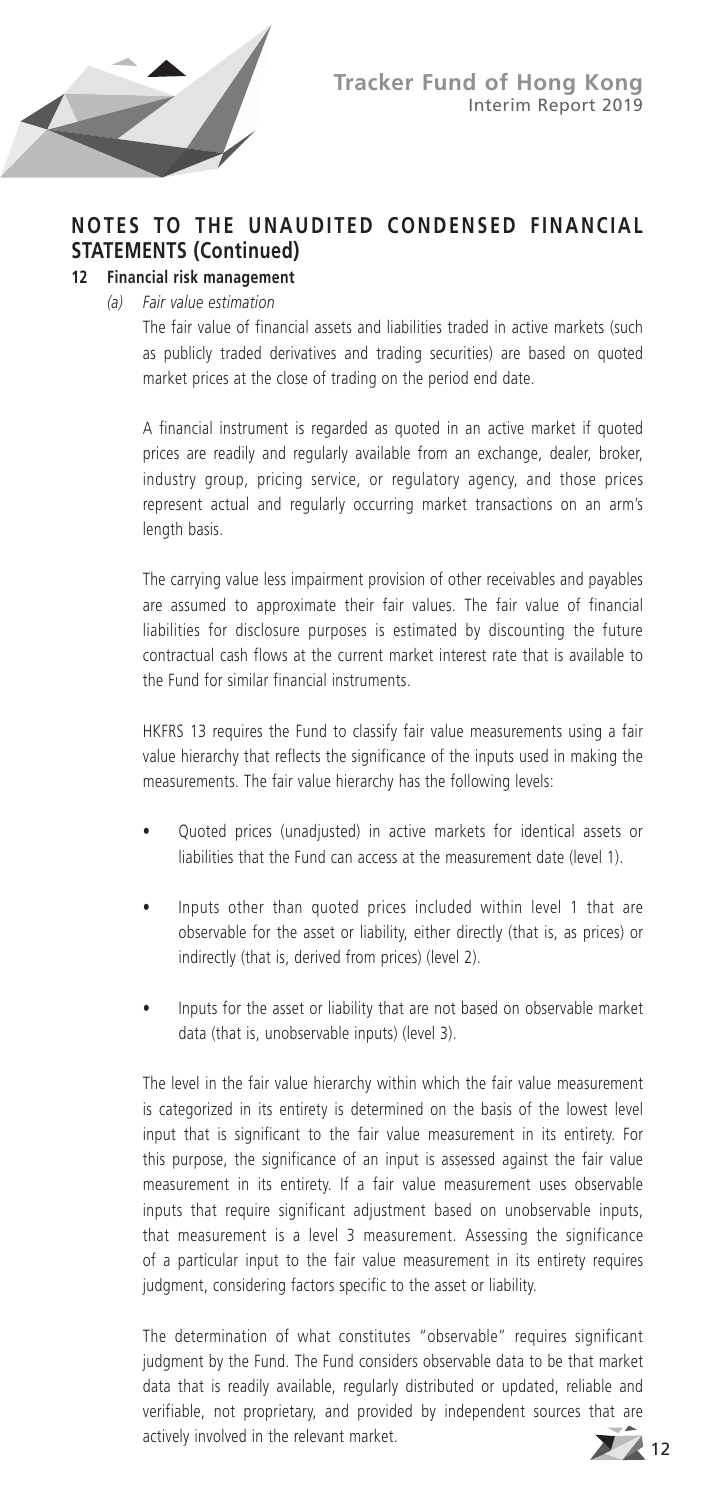## NOTES TO THE UNAUDITED CONDENSED FINANCIAL STATEMENTS (Continued)

**12 Financial risk management**

*(a) Fair value estimation*

The fair value of financial assets and liabilities traded in active markets (such as publicly traded derivatives and trading securities) are based on quoted market prices at the close of trading on the period end date.

A financial instrument is regarded as quoted in an active market if quoted prices are readily and regularly available from an exchange, dealer, broker, industry group, pricing service, or regulatory agency, and those prices represent actual and regularly occurring market transactions on an arm's length basis.

The carrying value less impairment provision of other receivables and payables are assumed to approximate their fair values. The fair value of financial liabilities for disclosure purposes is estimated by discounting the future contractual cash flows at the current market interest rate that is available to the Fund for similar financial instruments.

HKFRS 13 requires the Fund to classify fair value measurements using a fair value hierarchy that reflects the significance of the inputs used in making the measurements. The fair value hierarchy has the following levels:

- Quoted prices (unadjusted) in active markets for identical assets or liabilities that the Fund can access at the measurement date (level 1).
- Inputs other than quoted prices included within level 1 that are observable for the asset or liability, either directly (that is, as prices) or indirectly (that is, derived from prices) (level 2).
- Inputs for the asset or liability that are not based on observable market data (that is, unobservable inputs) (level 3).

The level in the fair value hierarchy within which the fair value measurement is categorized in its entirety is determined on the basis of the lowest level input that is significant to the fair value measurement in its entirety. For this purpose, the significance of an input is assessed against the fair value measurement in its entirety. If a fair value measurement uses observable inputs that require significant adjustment based on unobservable inputs, that measurement is a level 3 measurement. Assessing the significance of a particular input to the fair value measurement in its entirety requires judgment, considering factors specific to the asset or liability.

The determination of what constitutes "observable" requires significant judgment by the Fund. The Fund considers observable data to be that market data that is readily available, regularly distributed or updated, reliable and verifiable, not proprietary, and provided by independent sources that are actively involved in the relevant market.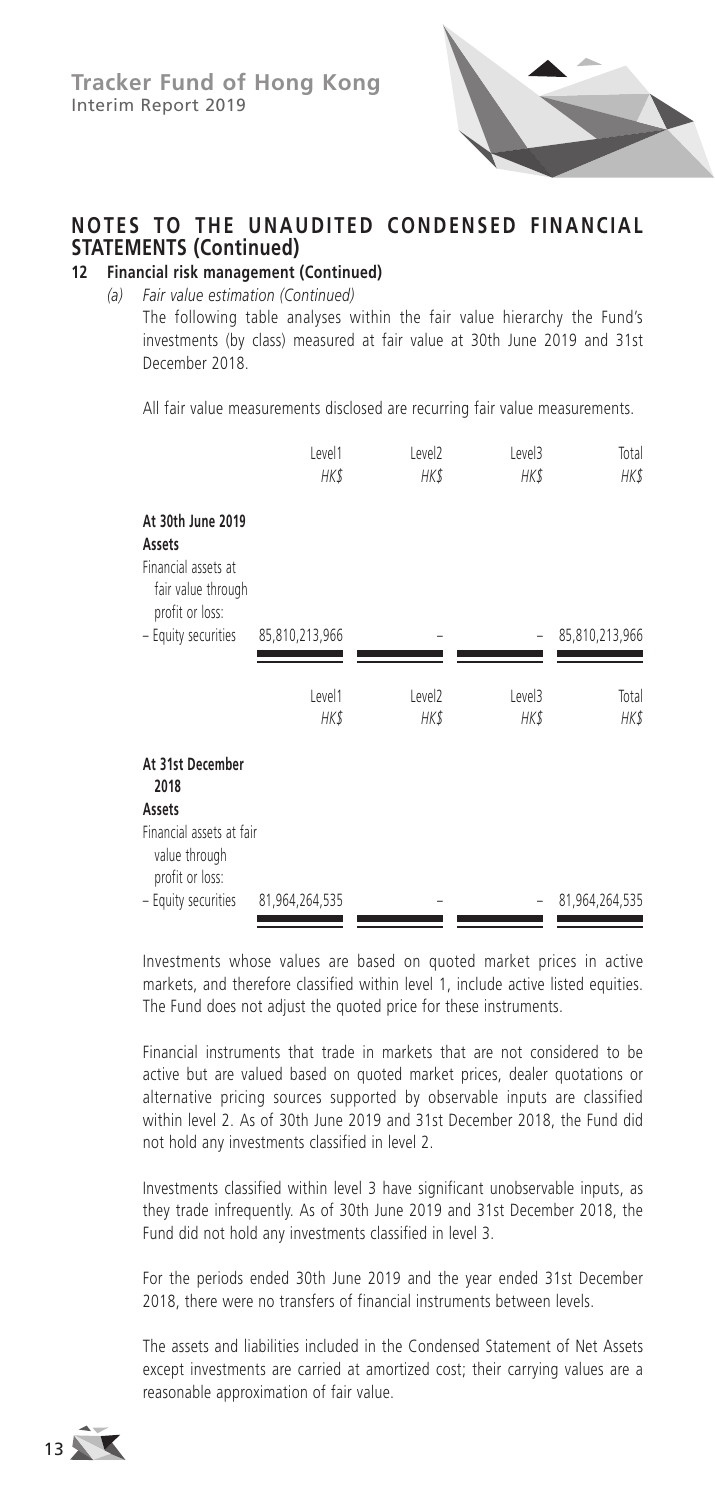## NOTES TO THE UNAUDITED CONDENSED FINANCIAL STATEMENTS (Continued)

### 12 Financial risk management (Continued)

*(a) Fair value estimation (Continued)*

The following table analyses within the fair value hierarchy the Fund's investments (by class) measured at fair value at 30th June 2019 and 31st December 2018.

All fair value measurements disclosed are recurring fair value measurements.

| | Level1 *HK$* | Level2 *HK$* | Level3 *HK$* | Total *HK$* |
|---|---|---|---|---|
| **At 30th June 2019** | | | | |
| **Assets** | | | | |
| Financial assets at fair value through profit or loss: | | | | |
| – Equity securities | 85,810,213,966 | – | – | 85,810,213,966 |

| | Level1 *HK$* | Level2 *HK$* | Level3 *HK$* | Total *HK$* |
|---|---|---|---|---|
| **At 31st December 2018** | | | | |
| **Assets** | | | | |
| Financial assets at fair value through profit or loss: | | | | |
| – Equity securities | 81,964,264,535 | – | – | 81,964,264,535 |

Investments whose values are based on quoted market prices in active markets, and therefore classified within level 1, include active listed equities. The Fund does not adjust the quoted price for these instruments.

Financial instruments that trade in markets that are not considered to be active but are valued based on quoted market prices, dealer quotations or alternative pricing sources supported by observable inputs are classified within level 2. As of 30th June 2019 and 31st December 2018, the Fund did not hold any investments classified in level 2.

Investments classified within level 3 have significant unobservable inputs, as they trade infrequently. As of 30th June 2019 and 31st December 2018, the Fund did not hold any investments classified in level 3.

For the periods ended 30th June 2019 and the year ended 31st December 2018, there were no transfers of financial instruments between levels.

The assets and liabilities included in the Condensed Statement of Net Assets except investments are carried at amortized cost; their carrying values are a reasonable approximation of fair value.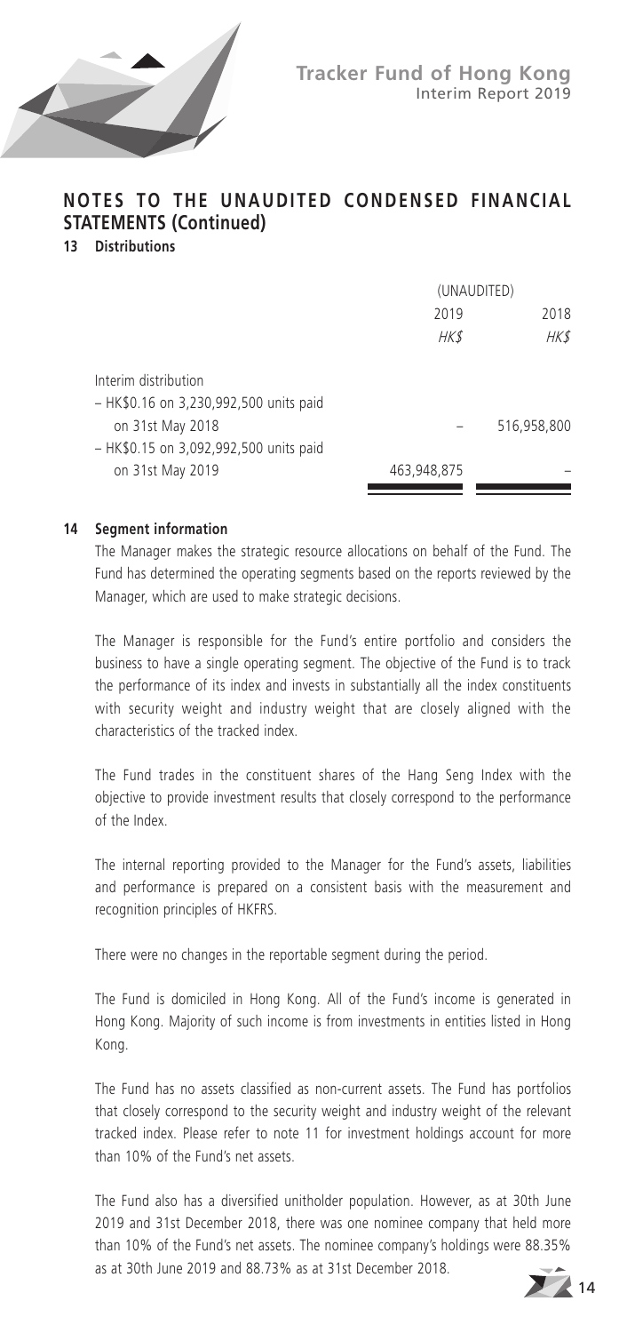## NOTES TO THE UNAUDITED CONDENSED FINANCIAL STATEMENTS (Continued)

### 13 Distributions

| | (UNAUDITED) | |
|---|---|---|
| | 2019 | 2018 |
| | *HK$* | *HK$* |
| Interim distribution | | |
| – HK$0.16 on 3,230,992,500 units paid on 31st May 2018 | – | 516,958,800 |
| – HK$0.15 on 3,092,992,500 units paid on 31st May 2019 | 463,948,875 | – |

### 14 Segment information

The Manager makes the strategic resource allocations on behalf of the Fund. The Fund has determined the operating segments based on the reports reviewed by the Manager, which are used to make strategic decisions.

The Manager is responsible for the Fund's entire portfolio and considers the business to have a single operating segment. The objective of the Fund is to track the performance of its index and invests in substantially all the index constituents with security weight and industry weight that are closely aligned with the characteristics of the tracked index.

The Fund trades in the constituent shares of the Hang Seng Index with the objective to provide investment results that closely correspond to the performance of the Index.

The internal reporting provided to the Manager for the Fund's assets, liabilities and performance is prepared on a consistent basis with the measurement and recognition principles of HKFRS.

There were no changes in the reportable segment during the period.

The Fund is domiciled in Hong Kong. All of the Fund's income is generated in Hong Kong. Majority of such income is from investments in entities listed in Hong Kong.

The Fund has no assets classified as non-current assets. The Fund has portfolios that closely correspond to the security weight and industry weight of the relevant tracked index. Please refer to note 11 for investment holdings account for more than 10% of the Fund's net assets.

The Fund also has a diversified unitholder population. However, as at 30th June 2019 and 31st December 2018, there was one nominee company that held more than 10% of the Fund's net assets. The nominee company's holdings were 88.35% as at 30th June 2019 and 88.73% as at 31st December 2018.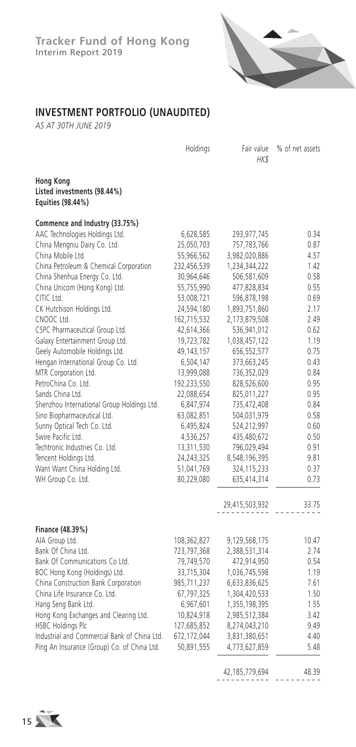## INVESTMENT PORTFOLIO (UNAUDITED)

*AS AT 30TH JUNE 2019*

| | Holdings | Fair value HK$ | % of net assets |
|---|---|---|---|
| **Hong Kong** | | | |
| **Listed investments (98.44%)** | | | |
| **Equities (98.44%)** | | | |
| **Commence and Industry (33.75%)** | | | |
| AAC Technologies Holdings Ltd. | 6,628,585 | 293,977,745 | 0.34 |
| China Mengniu Dairy Co. Ltd. | 25,050,703 | 757,783,766 | 0.87 |
| China Mobile Ltd. | 55,966,562 | 3,982,020,886 | 4.57 |
| China Petroleum & Chemical Corporation | 232,456,539 | 1,234,344,222 | 1.42 |
| China Shenhua Energy Co. Ltd. | 30,964,646 | 506,581,609 | 0.58 |
| China Unicom (Hong Kong) Ltd. | 55,755,990 | 477,828,834 | 0.55 |
| CITIC Ltd. | 53,008,721 | 596,878,198 | 0.69 |
| CK Hutchison Holdings Ltd. | 24,594,180 | 1,893,751,860 | 2.17 |
| CNOOC Ltd. | 162,715,532 | 2,173,879,508 | 2.49 |
| CSPC Pharmaceutical Group Ltd. | 42,614,366 | 536,941,012 | 0.62 |
| Galaxy Entertainment Group Ltd. | 19,723,782 | 1,038,457,122 | 1.19 |
| Geely Automobile Holdings Ltd. | 49,143,157 | 656,552,577 | 0.75 |
| Hengan International Group Co. Ltd. | 6,504,147 | 373,663,245 | 0.43 |
| MTR Corporation Ltd. | 13,999,088 | 736,352,029 | 0.84 |
| PetroChina Co. Ltd. | 192,233,550 | 828,526,600 | 0.95 |
| Sands China Ltd. | 22,088,654 | 825,011,227 | 0.95 |
| Shenzhou International Group Holdings Ltd. | 6,847,974 | 735,472,408 | 0.84 |
| Sino Biopharmaceutical Ltd. | 63,082,851 | 504,031,979 | 0.58 |
| Sunny Optical Tech Co. Ltd. | 6,495,824 | 524,212,997 | 0.60 |
| Swire Pacific Ltd. | 4,536,257 | 435,480,672 | 0.50 |
| Techtronic Industries Co. Ltd. | 13,311,530 | 796,029,494 | 0.91 |
| Tencent Holdings Ltd. | 24,243,325 | 8,548,196,395 | 9.81 |
| Want Want China Holding Ltd. | 51,041,769 | 324,115,233 | 0.37 |
| WH Group Co. Ltd. | 80,229,080 | 635,414,314 | 0.73 |
| | | 29,415,503,932 | 33.75 |
| **Finance (48.39%)** | | | |
| AIA Group Ltd. | 108,362,827 | 9,129,568,175 | 10.47 |
| Bank Of China Ltd. | 723,797,368 | 2,388,531,314 | 2.74 |
| Bank Of Communications Co Ltd. | 79,749,570 | 472,914,950 | 0.54 |
| BOC Hong Kong (Holdings) Ltd. | 33,715,304 | 1,036,745,598 | 1.19 |
| China Construction Bank Corporation | 985,711,237 | 6,633,836,625 | 7.61 |
| China Life Insurance Co. Ltd. | 67,797,325 | 1,304,420,533 | 1.50 |
| Hang Seng Bank Ltd. | 6,967,601 | 1,355,198,395 | 1.55 |
| Hong Kong Exchanges and Clearing Ltd. | 10,824,918 | 2,985,512,384 | 3.42 |
| HSBC Holdings Plc | 127,685,852 | 8,274,043,210 | 9.49 |
| Industrial and Commercial Bank of China Ltd. | 672,172,044 | 3,831,380,651 | 4.40 |
| Ping An Insurance (Group) Co. of China Ltd. | 50,891,555 | 4,773,627,859 | 5.48 |
| | | 42,185,779,694 | 48.39 |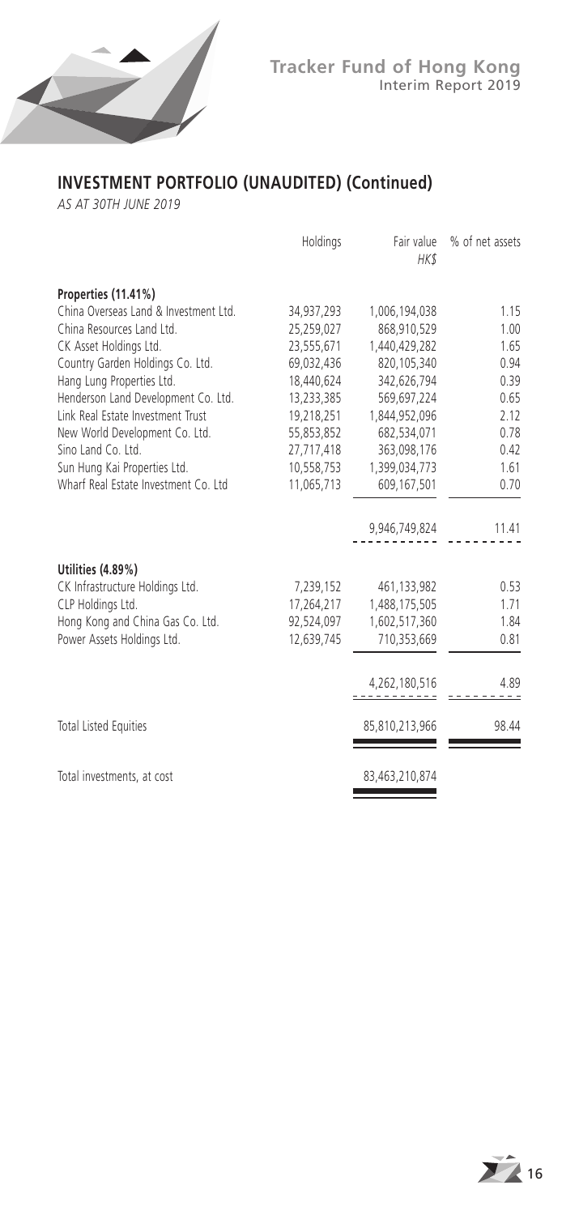## INVESTMENT PORTFOLIO (UNAUDITED) (Continued)

*AS AT 30TH JUNE 2019*

| | Holdings | Fair value HK$ | % of net assets |
|---|---|---|---|
| **Properties (11.41%)** | | | |
| China Overseas Land & Investment Ltd. | 34,937,293 | 1,006,194,038 | 1.15 |
| China Resources Land Ltd. | 25,259,027 | 868,910,529 | 1.00 |
| CK Asset Holdings Ltd. | 23,555,671 | 1,440,429,282 | 1.65 |
| Country Garden Holdings Co. Ltd. | 69,032,436 | 820,105,340 | 0.94 |
| Hang Lung Properties Ltd. | 18,440,624 | 342,626,794 | 0.39 |
| Henderson Land Development Co. Ltd. | 13,233,385 | 569,697,224 | 0.65 |
| Link Real Estate Investment Trust | 19,218,251 | 1,844,952,096 | 2.12 |
| New World Development Co. Ltd. | 55,853,852 | 682,534,071 | 0.78 |
| Sino Land Co. Ltd. | 27,717,418 | 363,098,176 | 0.42 |
| Sun Hung Kai Properties Ltd. | 10,558,753 | 1,399,034,773 | 1.61 |
| Wharf Real Estate Investment Co. Ltd | 11,065,713 | 609,167,501 | 0.70 |
| | | 9,946,749,824 | 11.41 |
| **Utilities (4.89%)** | | | |
| CK Infrastructure Holdings Ltd. | 7,239,152 | 461,133,982 | 0.53 |
| CLP Holdings Ltd. | 17,264,217 | 1,488,175,505 | 1.71 |
| Hong Kong and China Gas Co. Ltd. | 92,524,097 | 1,602,517,360 | 1.84 |
| Power Assets Holdings Ltd. | 12,639,745 | 710,353,669 | 0.81 |
| | | 4,262,180,516 | 4.89 |
| Total Listed Equities | | 85,810,213,966 | 98.44 |
| Total investments, at cost | | 83,463,210,874 | |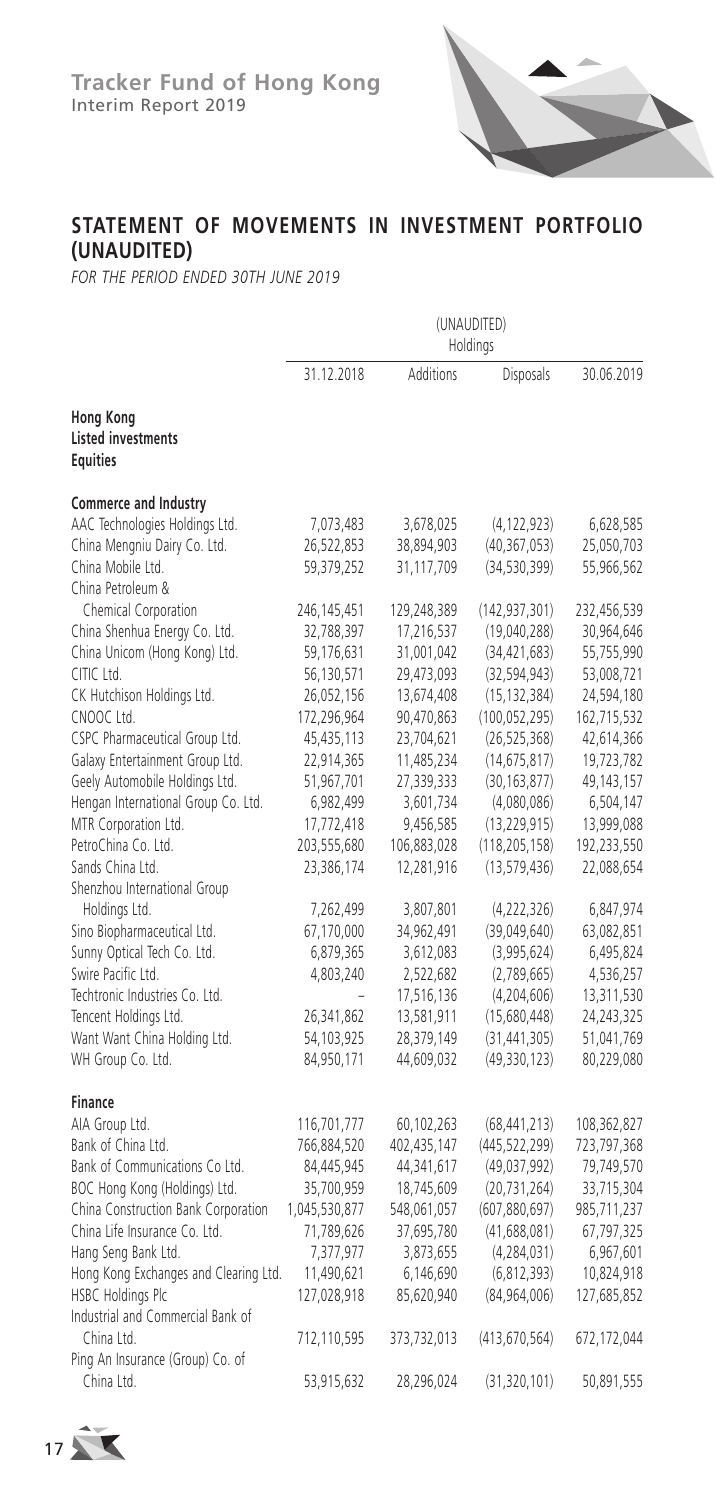## STATEMENT OF MOVEMENTS IN INVESTMENT PORTFOLIO (UNAUDITED)

*FOR THE PERIOD ENDED 30TH JUNE 2019*

| | (UNAUDITED) Holdings | | | |
|---|---|---|---|---|
| | 31.12.2018 | Additions | Disposals | 30.06.2019 |
| **Hong Kong** | | | | |
| **Listed investments** | | | | |
| **Equities** | | | | |
| **Commerce and Industry** | | | | |
| AAC Technologies Holdings Ltd. | 7,073,483 | 3,678,025 | (4,122,923) | 6,628,585 |
| China Mengniu Dairy Co. Ltd. | 26,522,853 | 38,894,903 | (40,367,053) | 25,050,703 |
| China Mobile Ltd. | 59,379,252 | 31,117,709 | (34,530,399) | 55,966,562 |
| China Petroleum & Chemical Corporation | 246,145,451 | 129,248,389 | (142,937,301) | 232,456,539 |
| China Shenhua Energy Co. Ltd. | 32,788,397 | 17,216,537 | (19,040,288) | 30,964,646 |
| China Unicom (Hong Kong) Ltd. | 59,176,631 | 31,001,042 | (34,421,683) | 55,755,990 |
| CITIC Ltd. | 56,130,571 | 29,473,093 | (32,594,943) | 53,008,721 |
| CK Hutchison Holdings Ltd. | 26,052,156 | 13,674,408 | (15,132,384) | 24,594,180 |
| CNOOC Ltd. | 172,296,964 | 90,470,863 | (100,052,295) | 162,715,532 |
| CSPC Pharmaceutical Group Ltd. | 45,435,113 | 23,704,621 | (26,525,368) | 42,614,366 |
| Galaxy Entertainment Group Ltd. | 22,914,365 | 11,485,234 | (14,675,817) | 19,723,782 |
| Geely Automobile Holdings Ltd. | 51,967,701 | 27,339,333 | (30,163,877) | 49,143,157 |
| Hengan International Group Co. Ltd. | 6,982,499 | 3,601,734 | (4,080,086) | 6,504,147 |
| MTR Corporation Ltd. | 17,772,418 | 9,456,585 | (13,229,915) | 13,999,088 |
| PetroChina Co. Ltd. | 203,555,680 | 106,883,028 | (118,205,158) | 192,233,550 |
| Sands China Ltd. | 23,386,174 | 12,281,916 | (13,579,436) | 22,088,654 |
| Shenzhou International Group Holdings Ltd. | 7,262,499 | 3,807,801 | (4,222,326) | 6,847,974 |
| Sino Biopharmaceutical Ltd. | 67,170,000 | 34,962,491 | (39,049,640) | 63,082,851 |
| Sunny Optical Tech Co. Ltd. | 6,879,365 | 3,612,083 | (3,995,624) | 6,495,824 |
| Swire Pacific Ltd. | 4,803,240 | 2,522,682 | (2,789,665) | 4,536,257 |
| Techtronic Industries Co. Ltd. | – | 17,516,136 | (4,204,606) | 13,311,530 |
| Tencent Holdings Ltd. | 26,341,862 | 13,581,911 | (15,680,448) | 24,243,325 |
| Want Want China Holding Ltd. | 54,103,925 | 28,379,149 | (31,441,305) | 51,041,769 |
| WH Group Co. Ltd. | 84,950,171 | 44,609,032 | (49,330,123) | 80,229,080 |
| **Finance** | | | | |
| AIA Group Ltd. | 116,701,777 | 60,102,263 | (68,441,213) | 108,362,827 |
| Bank of China Ltd. | 766,884,520 | 402,435,147 | (445,522,299) | 723,797,368 |
| Bank of Communications Co Ltd. | 84,445,945 | 44,341,617 | (49,037,992) | 79,749,570 |
| BOC Hong Kong (Holdings) Ltd. | 35,700,959 | 18,745,609 | (20,731,264) | 33,715,304 |
| China Construction Bank Corporation | 1,045,530,877 | 548,061,057 | (607,880,697) | 985,711,237 |
| China Life Insurance Co. Ltd. | 71,789,626 | 37,695,780 | (41,688,081) | 67,797,325 |
| Hang Seng Bank Ltd. | 7,377,977 | 3,873,655 | (4,284,031) | 6,967,601 |
| Hong Kong Exchanges and Clearing Ltd. | 11,490,621 | 6,146,690 | (6,812,393) | 10,824,918 |
| HSBC Holdings Plc | 127,028,918 | 85,620,940 | (84,964,006) | 127,685,852 |
| Industrial and Commercial Bank of China Ltd. | 712,110,595 | 373,732,013 | (413,670,564) | 672,172,044 |
| Ping An Insurance (Group) Co. of China Ltd. | 53,915,632 | 28,296,024 | (31,320,101) | 50,891,555 |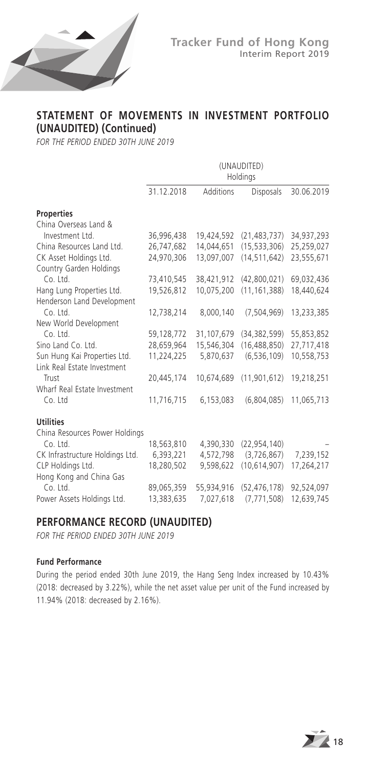## STATEMENT OF MOVEMENTS IN INVESTMENT PORTFOLIO (UNAUDITED) (Continued)

*FOR THE PERIOD ENDED 30TH JUNE 2019*

| | (UNAUDITED) Holdings | | | |
|---|---|---|---|---|
| | 31.12.2018 | Additions | Disposals | 30.06.2019 |
| **Properties** | | | | |
| China Overseas Land & Investment Ltd. | 36,996,438 | 19,424,592 | (21,483,737) | 34,937,293 |
| China Resources Land Ltd. | 26,747,682 | 14,044,651 | (15,533,306) | 25,259,027 |
| CK Asset Holdings Ltd. | 24,970,306 | 13,097,007 | (14,511,642) | 23,555,671 |
| Country Garden Holdings Co. Ltd. | 73,410,545 | 38,421,912 | (42,800,021) | 69,032,436 |
| Hang Lung Properties Ltd. | 19,526,812 | 10,075,200 | (11,161,388) | 18,440,624 |
| Henderson Land Development Co. Ltd. | 12,738,214 | 8,000,140 | (7,504,969) | 13,233,385 |
| New World Development Co. Ltd. | 59,128,772 | 31,107,679 | (34,382,599) | 55,853,852 |
| Sino Land Co. Ltd. | 28,659,964 | 15,546,304 | (16,488,850) | 27,717,418 |
| Sun Hung Kai Properties Ltd. | 11,224,225 | 5,870,637 | (6,536,109) | 10,558,753 |
| Link Real Estate Investment Trust | 20,445,174 | 10,674,689 | (11,901,612) | 19,218,251 |
| Wharf Real Estate Investment Co. Ltd | 11,716,715 | 6,153,083 | (6,804,085) | 11,065,713 |
| **Utilities** | | | | |
| China Resources Power Holdings Co. Ltd. | 18,563,810 | 4,390,330 | (22,954,140) | – |
| CK Infrastructure Holdings Ltd. | 6,393,221 | 4,572,798 | (3,726,867) | 7,239,152 |
| CLP Holdings Ltd. | 18,280,502 | 9,598,622 | (10,614,907) | 17,264,217 |
| Hong Kong and China Gas Co. Ltd. | 89,065,359 | 55,934,916 | (52,476,178) | 92,524,097 |
| Power Assets Holdings Ltd. | 13,383,635 | 7,027,618 | (7,771,508) | 12,639,745 |

## PERFORMANCE RECORD (UNAUDITED)

*FOR THE PERIOD ENDED 30TH JUNE 2019*

**Fund Performance**

During the period ended 30th June 2019, the Hang Seng Index increased by 10.43% (2018: decreased by 3.22%), while the net asset value per unit of the Fund increased by 11.94% (2018: decreased by 2.16%).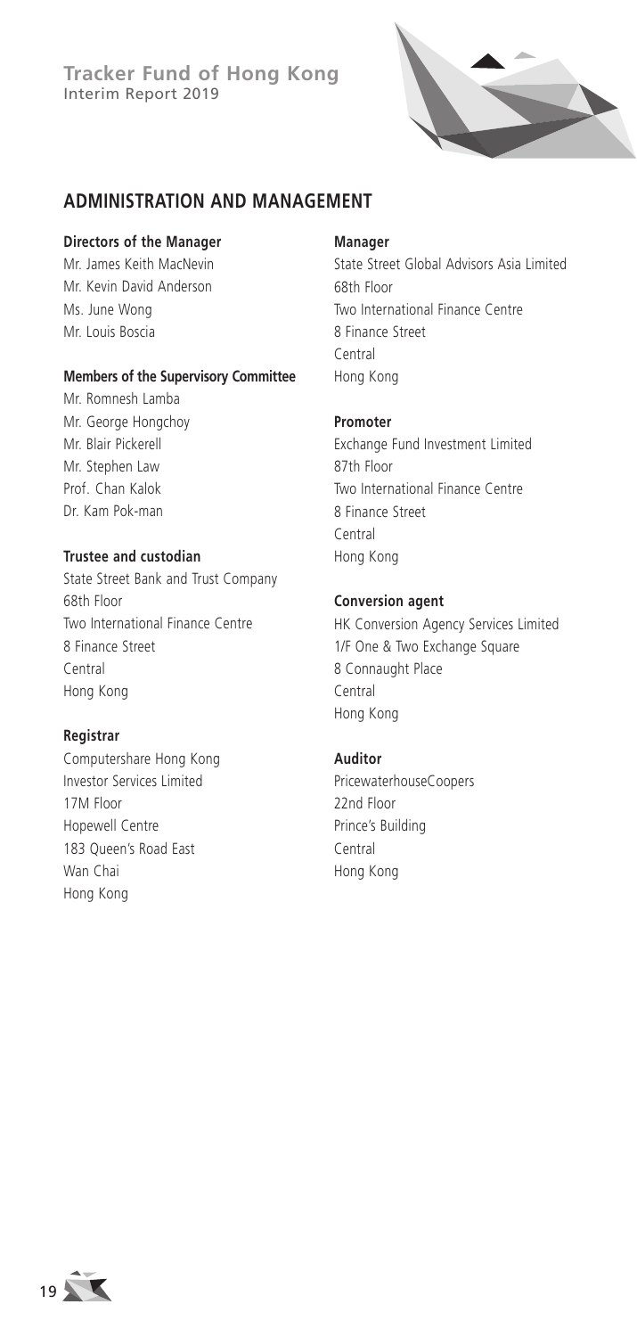## ADMINISTRATION AND MANAGEMENT

**Directors of the Manager**

Mr. James Keith MacNevin
Mr. Kevin David Anderson
Ms. June Wong
Mr. Louis Boscia

**Members of the Supervisory Committee**

Mr. Romnesh Lamba
Mr. George Hongchoy
Mr. Blair Pickerell
Mr. Stephen Law
Prof. Chan Kalok
Dr. Kam Pok-man

**Trustee and custodian**

State Street Bank and Trust Company
68th Floor
Two International Finance Centre
8 Finance Street
Central
Hong Kong

**Registrar**

Computershare Hong Kong
Investor Services Limited
17M Floor
Hopewell Centre
183 Queen's Road East
Wan Chai
Hong Kong

**Manager**

State Street Global Advisors Asia Limited
68th Floor
Two International Finance Centre
8 Finance Street
Central
Hong Kong

**Promoter**

Exchange Fund Investment Limited
87th Floor
Two International Finance Centre
8 Finance Street
Central
Hong Kong

**Conversion agent**

HK Conversion Agency Services Limited
1/F One & Two Exchange Square
8 Connaught Place
Central
Hong Kong

**Auditor**

PricewaterhouseCoopers
22nd Floor
Prince's Building
Central
Hong Kong